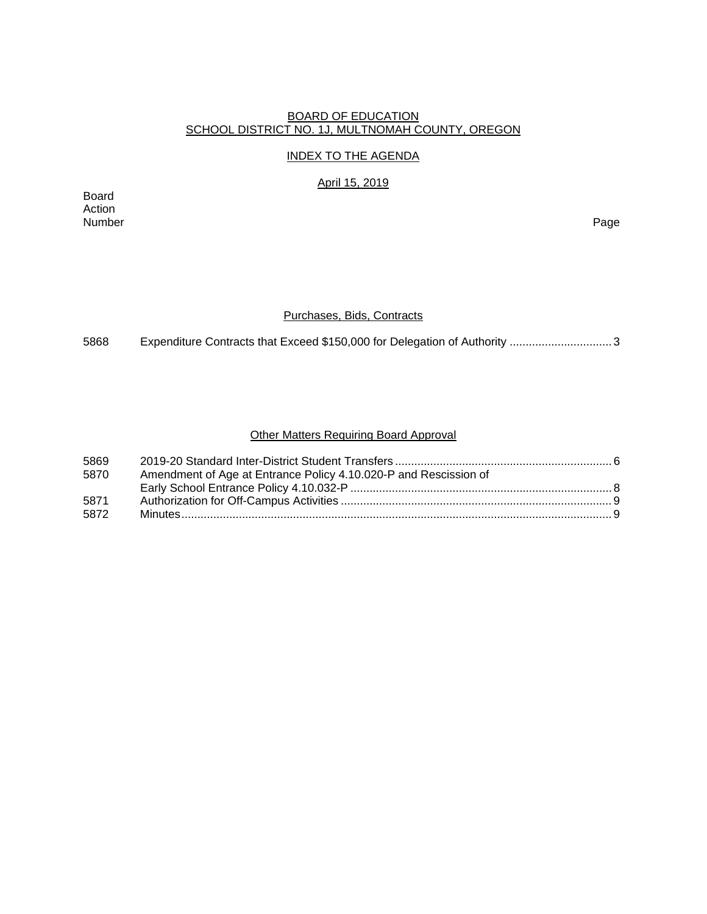# BOARD OF EDUCATION
## SCHOOL DISTRICT NO. 1J, MULTNOMAH COUNTY, OREGON

### INDEX TO THE AGENDA

April 15, 2019

| Board Action Number | | Page |
|---|---|---|
| | **Purchases, Bids, Contracts** | |
| 5868 | Expenditure Contracts that Exceed $150,000 for Delegation of Authority | 3 |
| | **Other Matters Requiring Board Approval** | |
| 5869 | 2019-20 Standard Inter-District Student Transfers | 6 |
| 5870 | Amendment of Age at Entrance Policy 4.10.020-P and Rescission of Early School Entrance Policy 4.10.032-P | 8 |
| 5871 | Authorization for Off-Campus Activities | 9 |
| 5872 | Minutes | 9 |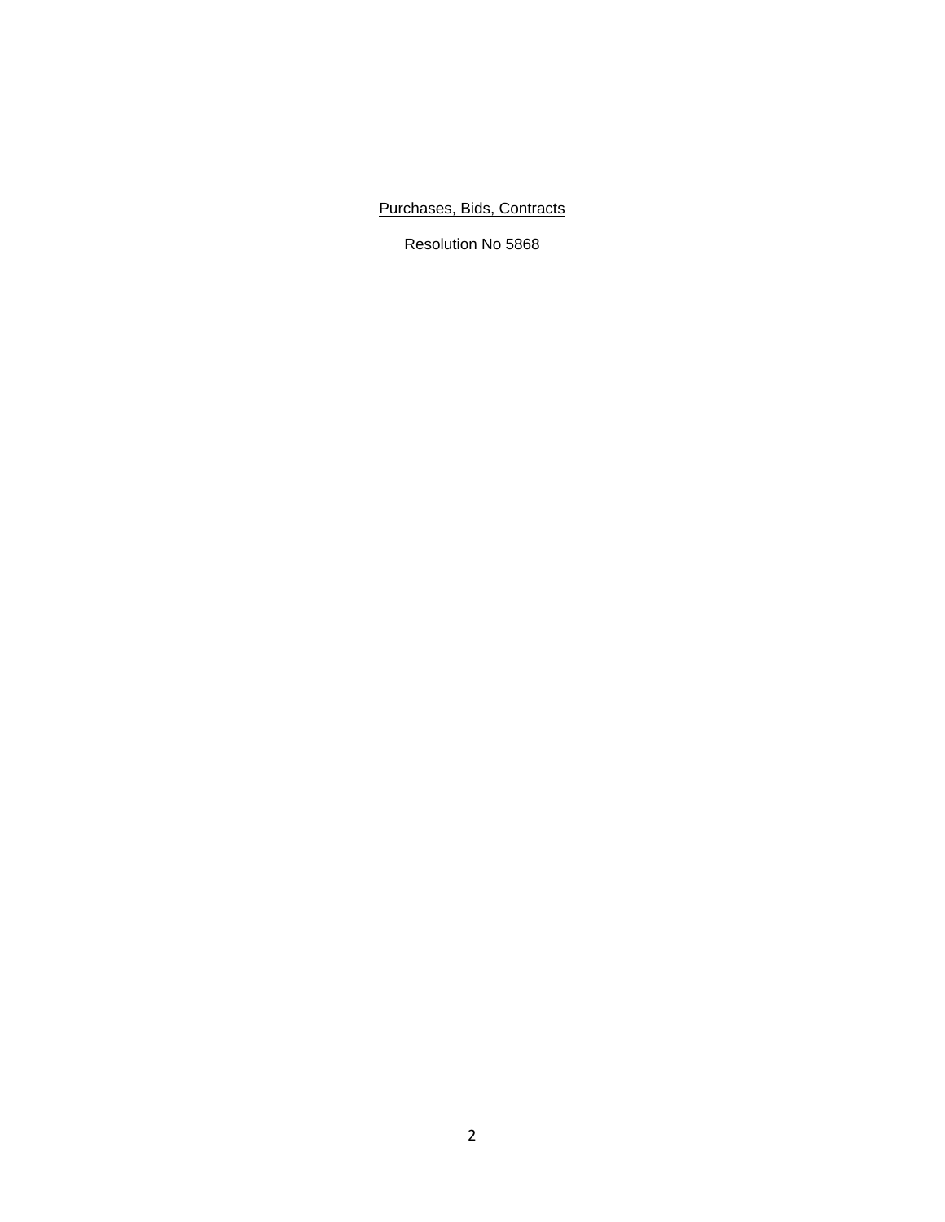<u>Purchases, Bids, Contracts</u>

Resolution No 5868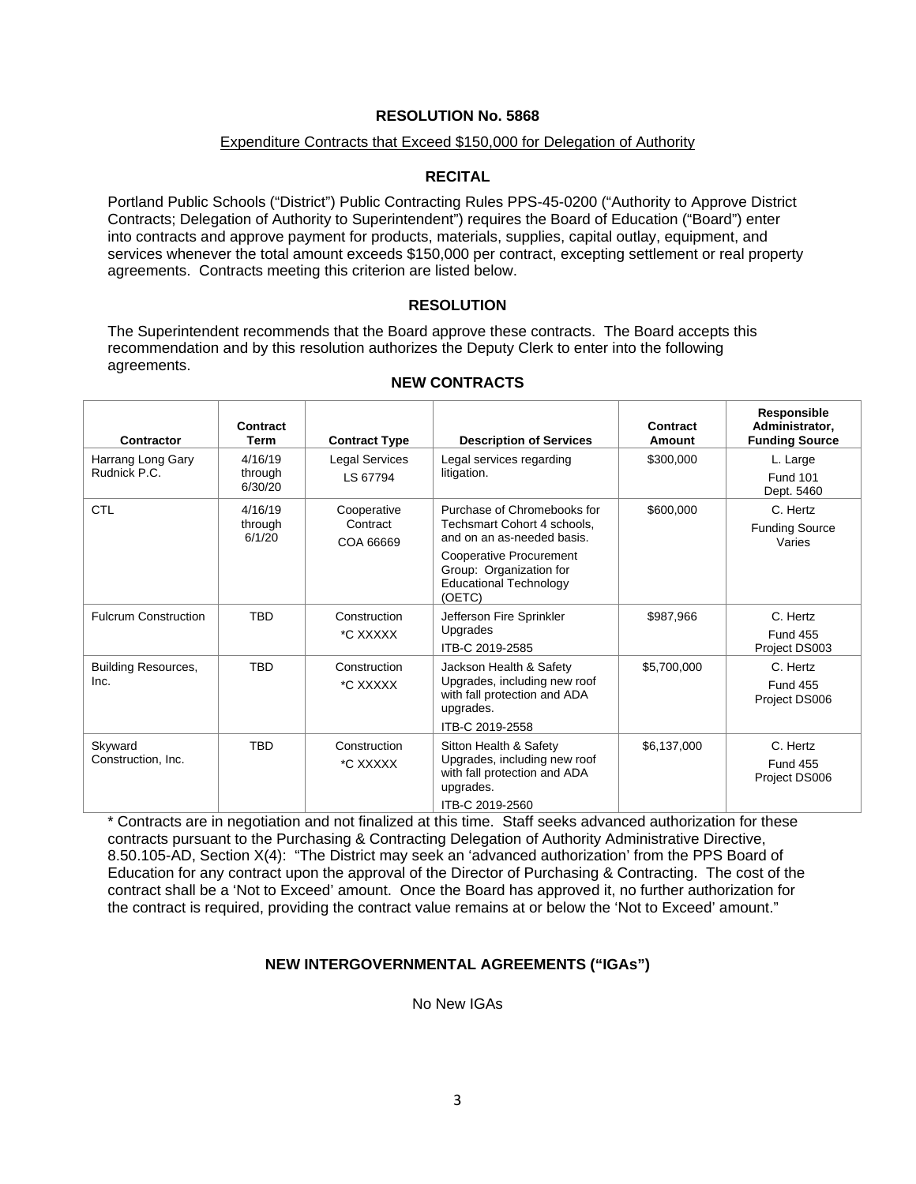**RESOLUTION No. 5868**

Expenditure Contracts that Exceed $150,000 for Delegation of Authority

**RECITAL**

Portland Public Schools ("District") Public Contracting Rules PPS-45-0200 ("Authority to Approve District Contracts; Delegation of Authority to Superintendent") requires the Board of Education ("Board") enter into contracts and approve payment for products, materials, supplies, capital outlay, equipment, and services whenever the total amount exceeds $150,000 per contract, excepting settlement or real property agreements. Contracts meeting this criterion are listed below.

**RESOLUTION**

The Superintendent recommends that the Board approve these contracts. The Board accepts this recommendation and by this resolution authorizes the Deputy Clerk to enter into the following agreements.

**NEW CONTRACTS**

| Contractor | Contract Term | Contract Type | Description of Services | Contract Amount | Responsible Administrator, Funding Source |
|---|---|---|---|---|---|
| Harrang Long Gary Rudnick P.C. | 4/16/19 through 6/30/20 | Legal Services LS 67794 | Legal services regarding litigation. | $300,000 | L. Large Fund 101 Dept. 5460 |
| CTL | 4/16/19 through 6/1/20 | Cooperative Contract COA 66669 | Purchase of Chromebooks for Techsmart Cohort 4 schools, and on an as-needed basis. Cooperative Procurement Group: Organization for Educational Technology (OETC) | $600,000 | C. Hertz Funding Source Varies |
| Fulcrum Construction | TBD | Construction *C XXXXX | Jefferson Fire Sprinkler Upgrades ITB-C 2019-2585 | $987,966 | C. Hertz Fund 455 Project DS003 |
| Building Resources, Inc. | TBD | Construction *C XXXXX | Jackson Health & Safety Upgrades, including new roof with fall protection and ADA upgrades. ITB-C 2019-2558 | $5,700,000 | C. Hertz Fund 455 Project DS006 |
| Skyward Construction, Inc. | TBD | Construction *C XXXXX | Sitton Health & Safety Upgrades, including new roof with fall protection and ADA upgrades. ITB-C 2019-2560 | $6,137,000 | C. Hertz Fund 455 Project DS006 |

* Contracts are in negotiation and not finalized at this time. Staff seeks advanced authorization for these contracts pursuant to the Purchasing & Contracting Delegation of Authority Administrative Directive, 8.50.105-AD, Section X(4): "The District may seek an 'advanced authorization' from the PPS Board of Education for any contract upon the approval of the Director of Purchasing & Contracting. The cost of the contract shall be a 'Not to Exceed' amount. Once the Board has approved it, no further authorization for the contract is required, providing the contract value remains at or below the 'Not to Exceed' amount."

**NEW INTERGOVERNMENTAL AGREEMENTS ("IGAs")**

No New IGAs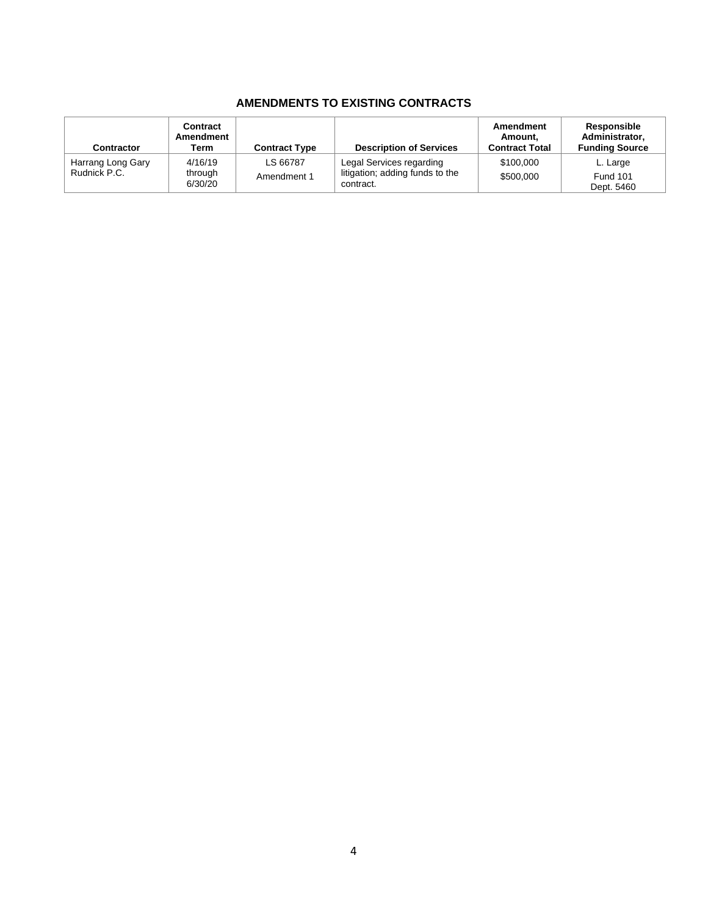## AMENDMENTS TO EXISTING CONTRACTS

| Contractor | Contract Amendment Term | Contract Type | Description of Services | Amendment Amount, Contract Total | Responsible Administrator, Funding Source |
|---|---|---|---|---|---|
| Harrang Long Gary Rudnick P.C. | 4/16/19 through 6/30/20 | LS 66787 Amendment 1 | Legal Services regarding litigation; adding funds to the contract. | \$100,000 \$500,000 | L. Large Fund 101 Dept. 5460 |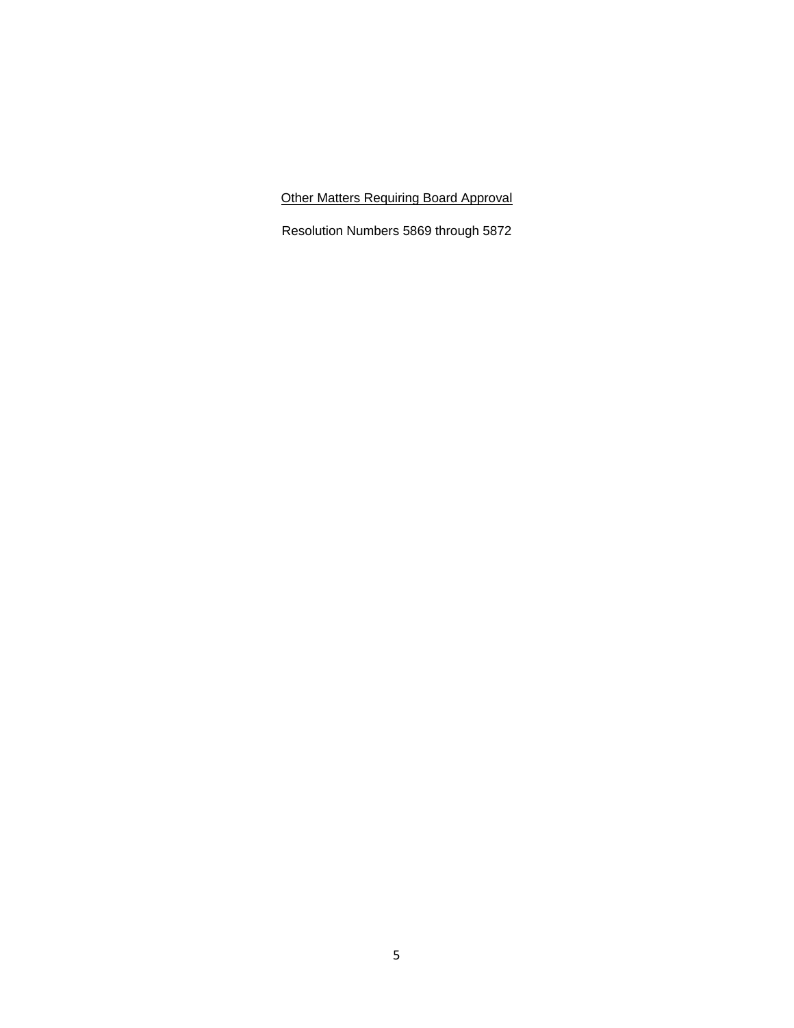<u>Other Matters Requiring Board Approval</u>

Resolution Numbers 5869 through 5872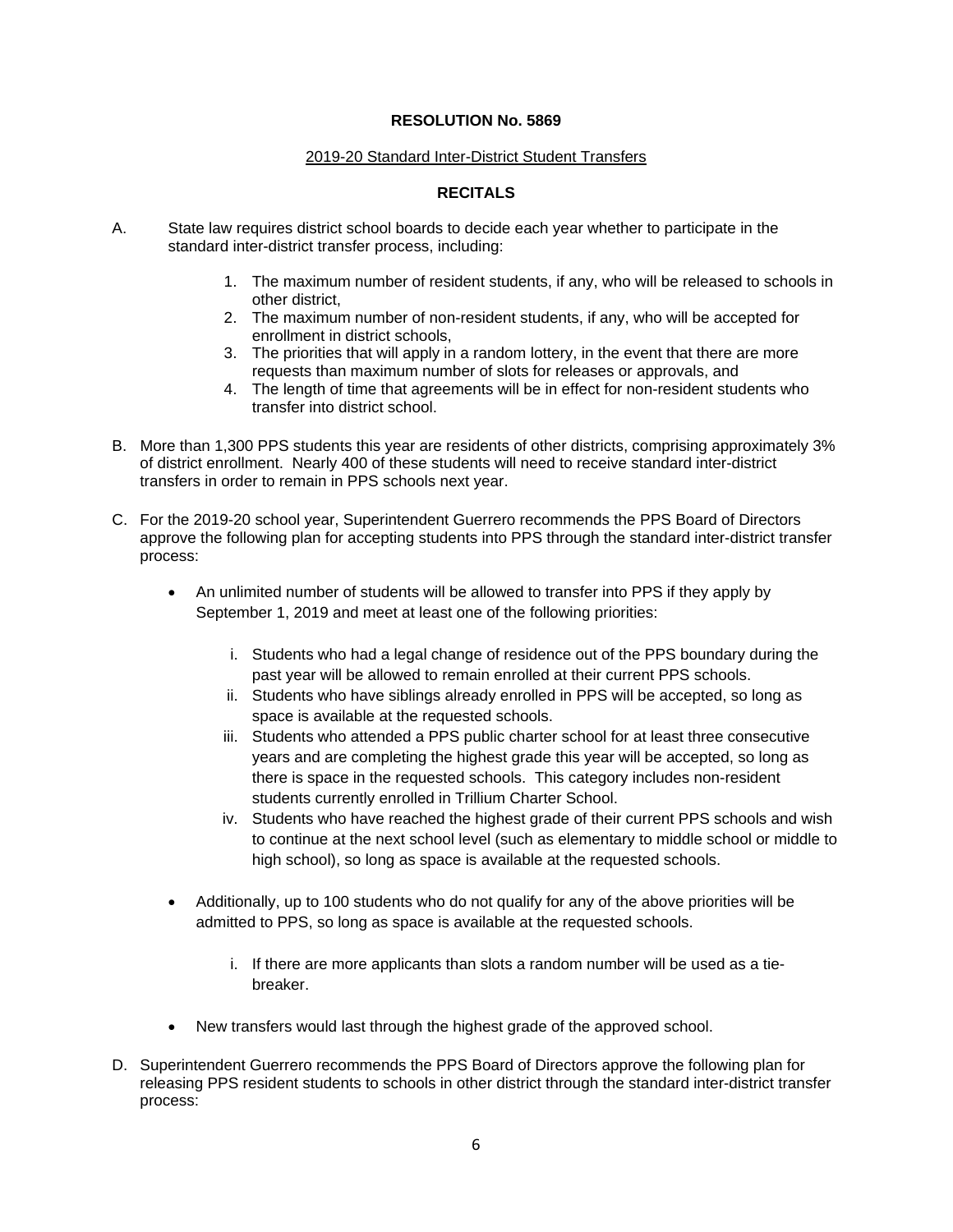**RESOLUTION No. 5869**

2019-20 Standard Inter-District Student Transfers

**RECITALS**

A. State law requires district school boards to decide each year whether to participate in the standard inter-district transfer process, including:

   1. The maximum number of resident students, if any, who will be released to schools in other district,
   2. The maximum number of non-resident students, if any, who will be accepted for enrollment in district schools,
   3. The priorities that will apply in a random lottery, in the event that there are more requests than maximum number of slots for releases or approvals, and
   4. The length of time that agreements will be in effect for non-resident students who transfer into district school.

B. More than 1,300 PPS students this year are residents of other districts, comprising approximately 3% of district enrollment. Nearly 400 of these students will need to receive standard inter-district transfers in order to remain in PPS schools next year.

C. For the 2019-20 school year, Superintendent Guerrero recommends the PPS Board of Directors approve the following plan for accepting students into PPS through the standard inter-district transfer process:

   - An unlimited number of students will be allowed to transfer into PPS if they apply by September 1, 2019 and meet at least one of the following priorities:

      i. Students who had a legal change of residence out of the PPS boundary during the past year will be allowed to remain enrolled at their current PPS schools.
      ii. Students who have siblings already enrolled in PPS will be accepted, so long as space is available at the requested schools.
      iii. Students who attended a PPS public charter school for at least three consecutive years and are completing the highest grade this year will be accepted, so long as there is space in the requested schools. This category includes non-resident students currently enrolled in Trillium Charter School.
      iv. Students who have reached the highest grade of their current PPS schools and wish to continue at the next school level (such as elementary to middle school or middle to high school), so long as space is available at the requested schools.

   - Additionally, up to 100 students who do not qualify for any of the above priorities will be admitted to PPS, so long as space is available at the requested schools.

      i. If there are more applicants than slots a random number will be used as a tie-breaker.

   - New transfers would last through the highest grade of the approved school.

D. Superintendent Guerrero recommends the PPS Board of Directors approve the following plan for releasing PPS resident students to schools in other district through the standard inter-district transfer process: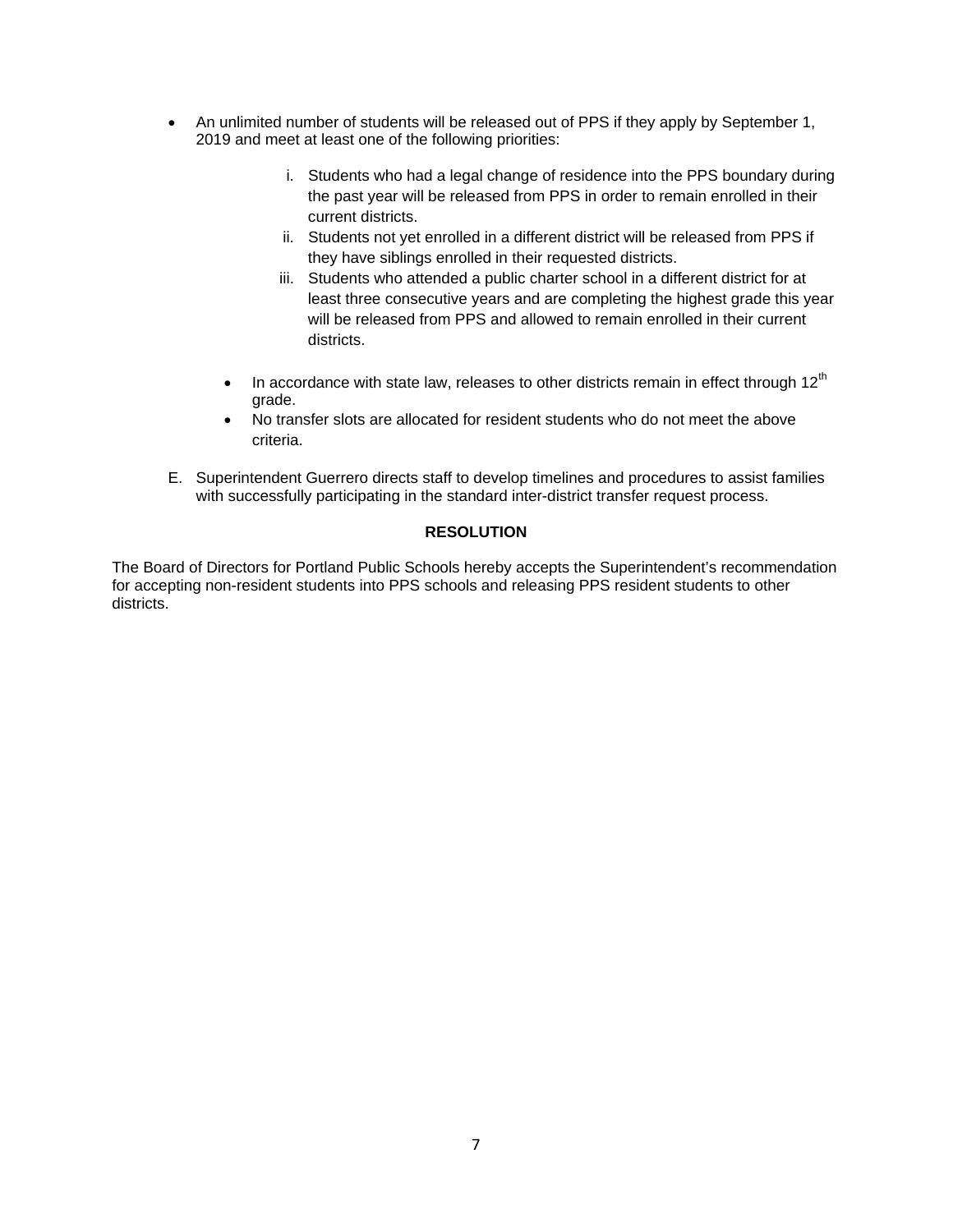- An unlimited number of students will be released out of PPS if they apply by September 1, 2019 and meet at least one of the following priorities:

    i. Students who had a legal change of residence into the PPS boundary during the past year will be released from PPS in order to remain enrolled in their current districts.
    ii. Students not yet enrolled in a different district will be released from PPS if they have siblings enrolled in their requested districts.
    iii. Students who attended a public charter school in a different district for at least three consecutive years and are completing the highest grade this year will be released from PPS and allowed to remain enrolled in their current districts.

    - In accordance with state law, releases to other districts remain in effect through 12th grade.
    - No transfer slots are allocated for resident students who do not meet the above criteria.

E. Superintendent Guerrero directs staff to develop timelines and procedures to assist families with successfully participating in the standard inter-district transfer request process.

**RESOLUTION**

The Board of Directors for Portland Public Schools hereby accepts the Superintendent's recommendation for accepting non-resident students into PPS schools and releasing PPS resident students to other districts.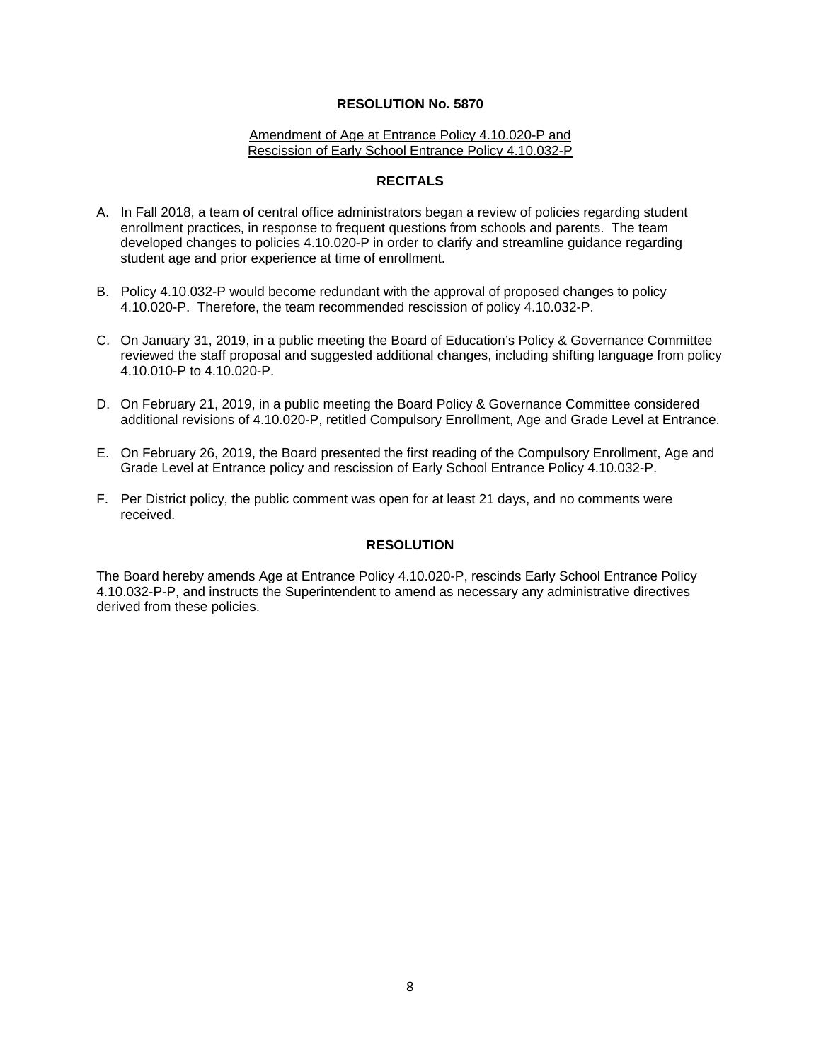**RESOLUTION No. 5870**

Amendment of Age at Entrance Policy 4.10.020-P and
Rescission of Early School Entrance Policy 4.10.032-P

**RECITALS**

A. In Fall 2018, a team of central office administrators began a review of policies regarding student enrollment practices, in response to frequent questions from schools and parents. The team developed changes to policies 4.10.020-P in order to clarify and streamline guidance regarding student age and prior experience at time of enrollment.

B. Policy 4.10.032-P would become redundant with the approval of proposed changes to policy 4.10.020-P. Therefore, the team recommended rescission of policy 4.10.032-P.

C. On January 31, 2019, in a public meeting the Board of Education's Policy & Governance Committee reviewed the staff proposal and suggested additional changes, including shifting language from policy 4.10.010-P to 4.10.020-P.

D. On February 21, 2019, in a public meeting the Board Policy & Governance Committee considered additional revisions of 4.10.020-P, retitled Compulsory Enrollment, Age and Grade Level at Entrance.

E. On February 26, 2019, the Board presented the first reading of the Compulsory Enrollment, Age and Grade Level at Entrance policy and rescission of Early School Entrance Policy 4.10.032-P.

F. Per District policy, the public comment was open for at least 21 days, and no comments were received.

**RESOLUTION**

The Board hereby amends Age at Entrance Policy 4.10.020-P, rescinds Early School Entrance Policy 4.10.032-P-P, and instructs the Superintendent to amend as necessary any administrative directives derived from these policies.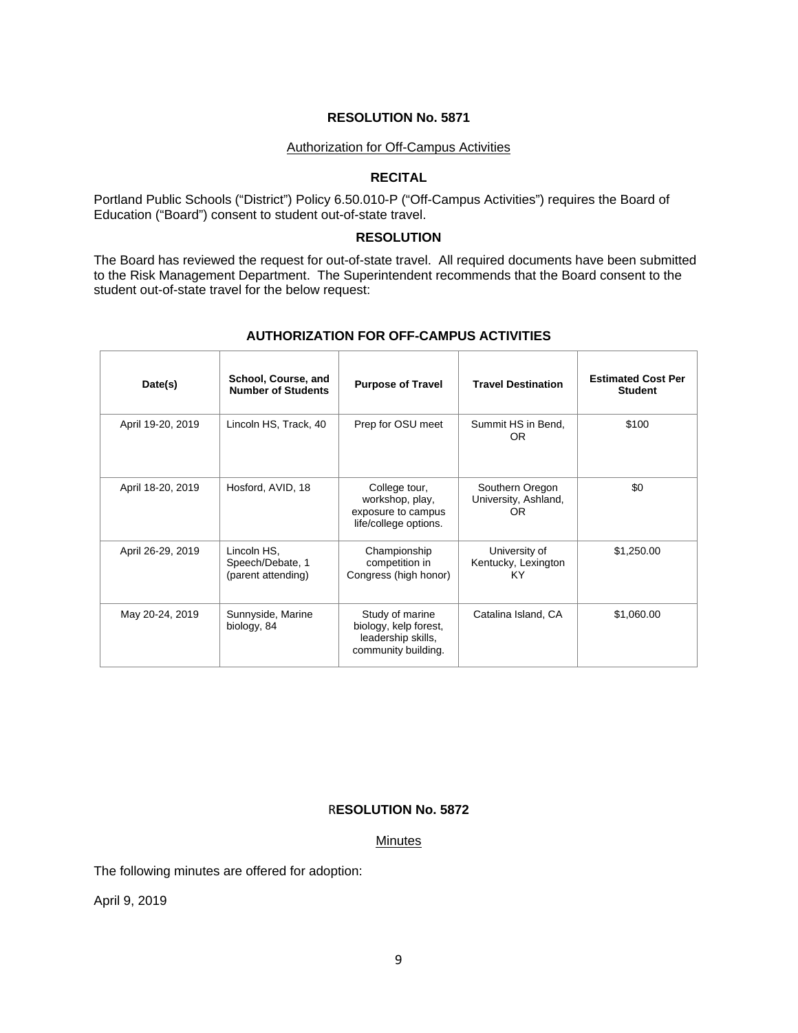**RESOLUTION No. 5871**

Authorization for Off-Campus Activities

**RECITAL**

Portland Public Schools ("District") Policy 6.50.010-P ("Off-Campus Activities") requires the Board of Education ("Board") consent to student out-of-state travel.

**RESOLUTION**

The Board has reviewed the request for out-of-state travel. All required documents have been submitted to the Risk Management Department. The Superintendent recommends that the Board consent to the student out-of-state travel for the below request:

**AUTHORIZATION FOR OFF-CAMPUS ACTIVITIES**

| Date(s) | School, Course, and Number of Students | Purpose of Travel | Travel Destination | Estimated Cost Per Student |
|---|---|---|---|---|
| April 19-20, 2019 | Lincoln HS, Track, 40 | Prep for OSU meet | Summit HS in Bend, OR | $100 |
| April 18-20, 2019 | Hosford, AVID, 18 | College tour, workshop, play, exposure to campus life/college options. | Southern Oregon University, Ashland, OR | $0 |
| April 26-29, 2019 | Lincoln HS, Speech/Debate, 1 (parent attending) | Championship competition in Congress (high honor) | University of Kentucky, Lexington KY | $1,250.00 |
| May 20-24, 2019 | Sunnyside, Marine biology, 84 | Study of marine biology, kelp forest, leadership skills, community building. | Catalina Island, CA | $1,060.00 |

**RESOLUTION No. 5872**

Minutes

The following minutes are offered for adoption:

April 9, 2019